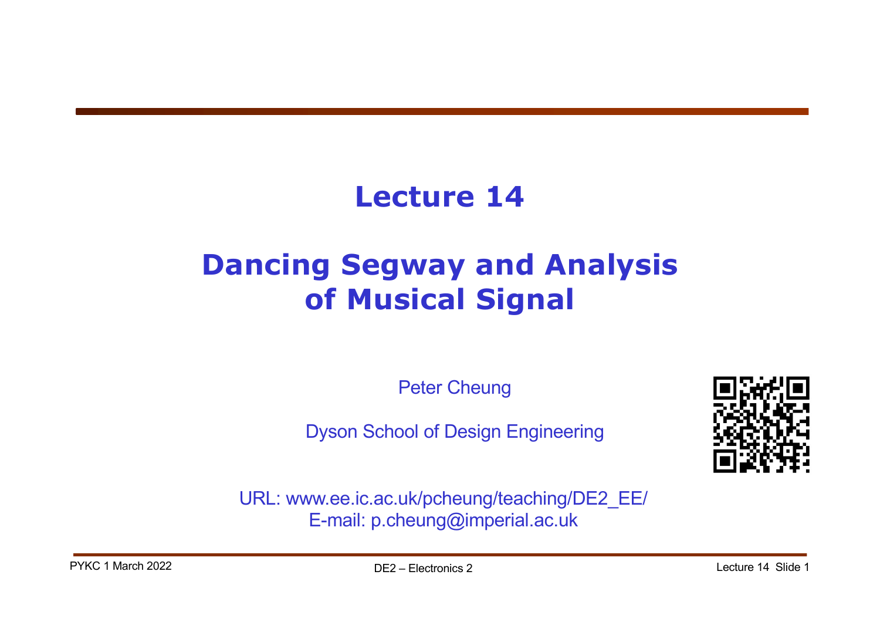# Lecture 14

# Dancing Segway and Analysis of Musical Signal

Peter Cheung

Dyson School of Design Engineering

URL: www.ee.ic.ac.uk/pcheung/teaching/DE2_EE/
E-mail: p.cheung@imperial.ac.uk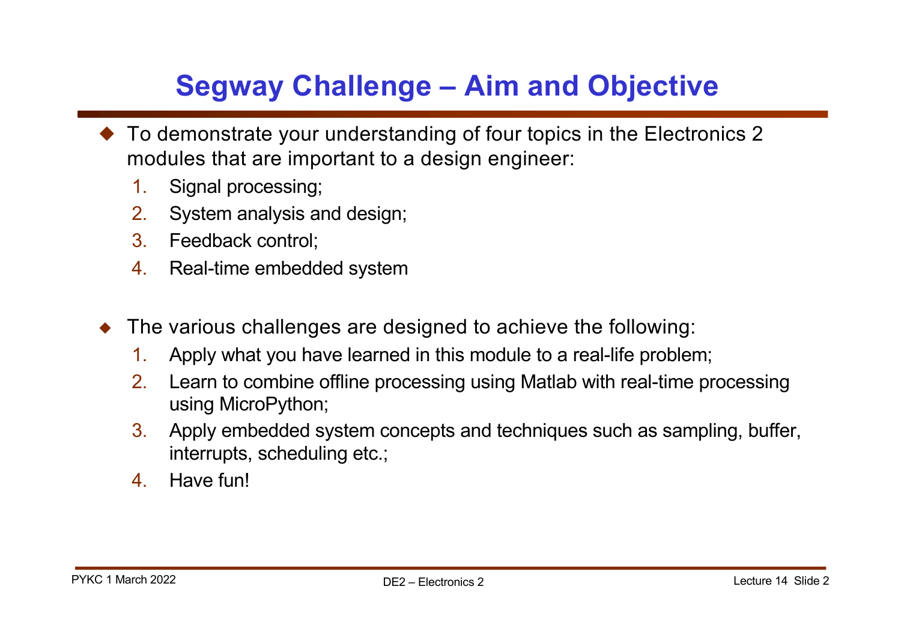# Segway Challenge – Aim and Objective

- To demonstrate your understanding of four topics in the Electronics 2 modules that are important to a design engineer:
  1. Signal processing;
  2. System analysis and design;
  3. Feedback control;
  4. Real-time embedded system

- The various challenges are designed to achieve the following:
  1. Apply what you have learned in this module to a real-life problem;
  2. Learn to combine offline processing using Matlab with real-time processing using MicroPython;
  3. Apply embedded system concepts and techniques such as sampling, buffer, interrupts, scheduling etc.;
  4. Have fun!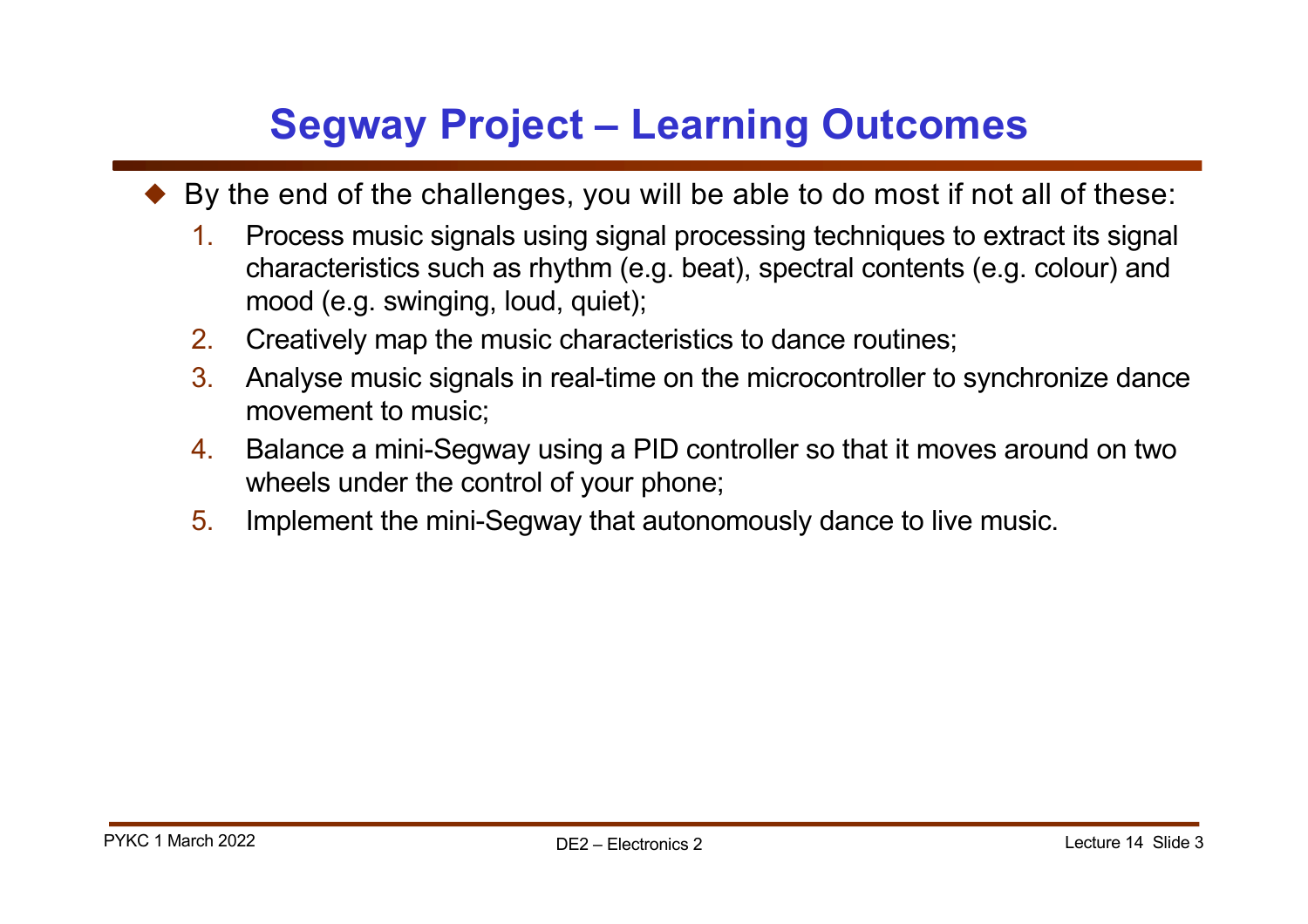# Segway Project – Learning Outcomes

- By the end of the challenges, you will be able to do most if not all of these:
  1. Process music signals using signal processing techniques to extract its signal characteristics such as rhythm (e.g. beat), spectral contents (e.g. colour) and mood (e.g. swinging, loud, quiet);
  2. Creatively map the music characteristics to dance routines;
  3. Analyse music signals in real-time on the microcontroller to synchronize dance movement to music;
  4. Balance a mini-Segway using a PID controller so that it moves around on two wheels under the control of your phone;
  5. Implement the mini-Segway that autonomously dance to live music.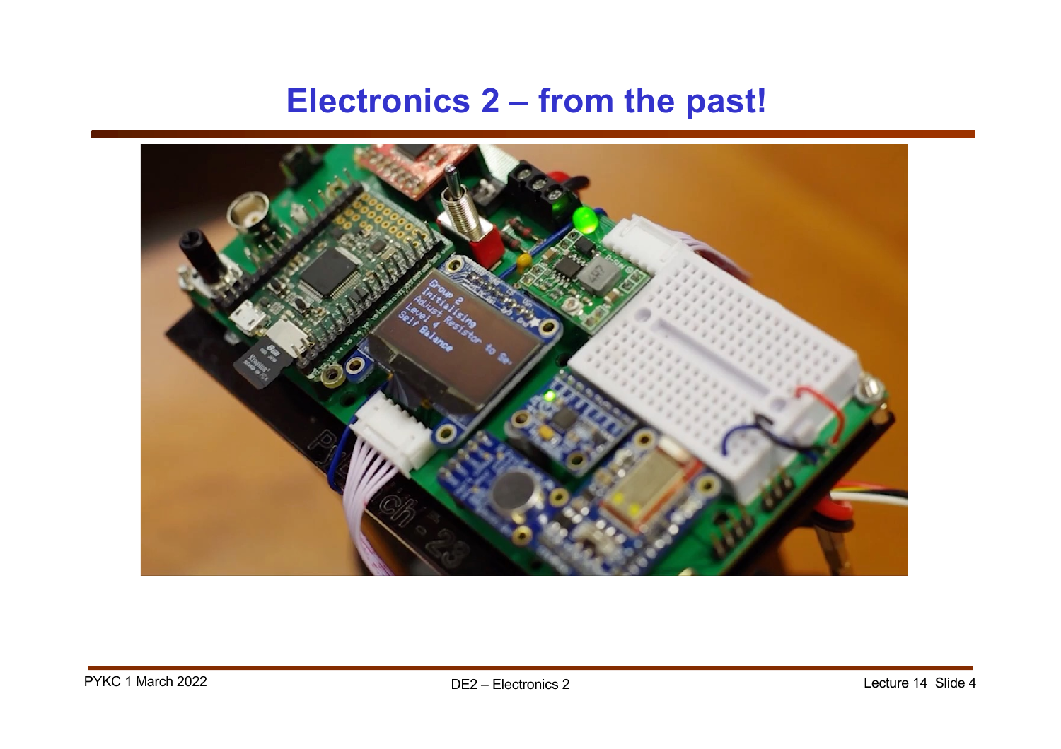# Electronics 2 – from the past!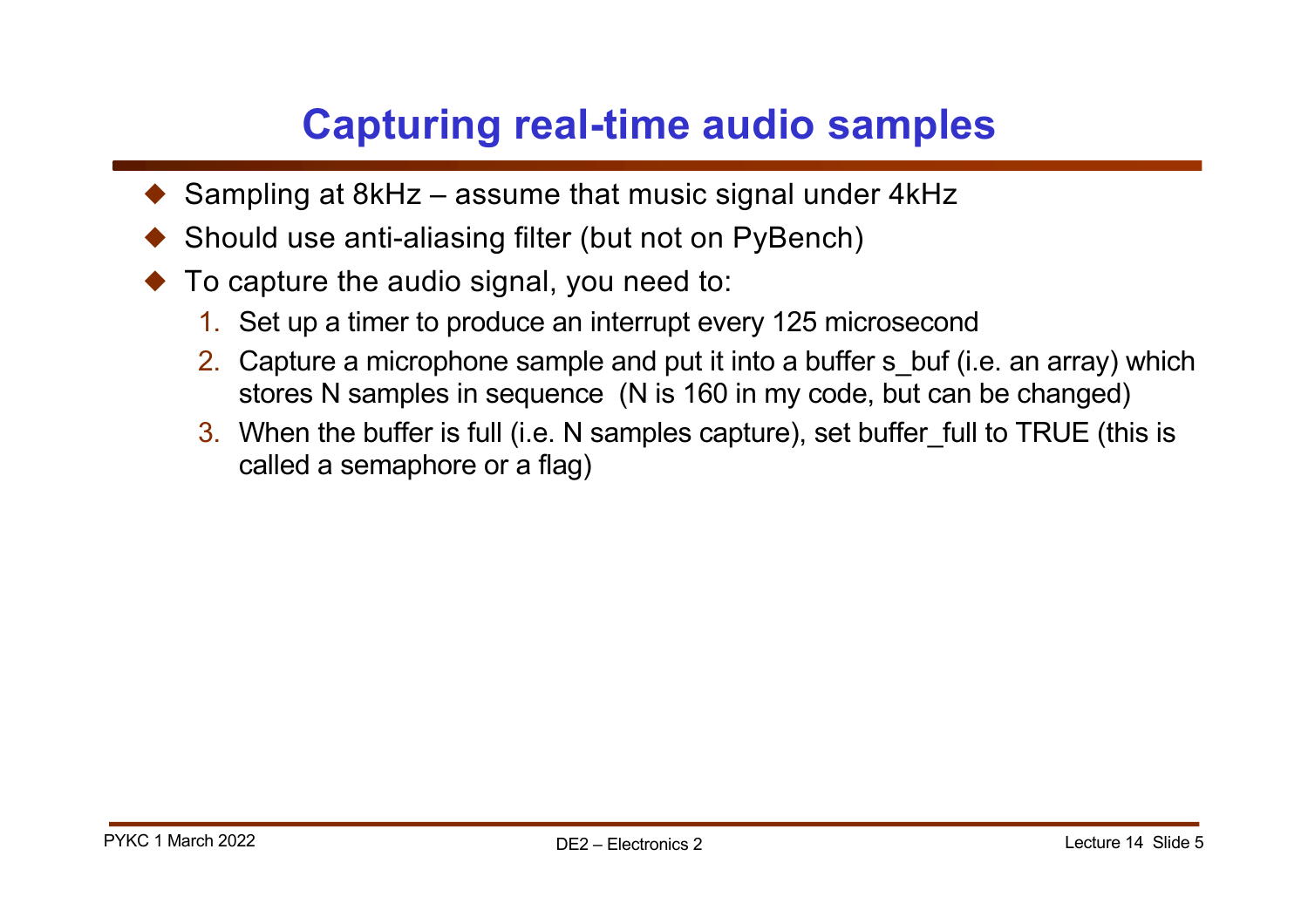# Capturing real-time audio samples

- Sampling at 8kHz – assume that music signal under 4kHz
- Should use anti-aliasing filter (but not on PyBench)
- To capture the audio signal, you need to:
  1. Set up a timer to produce an interrupt every 125 microsecond
  2. Capture a microphone sample and put it into a buffer s_buf (i.e. an array) which stores N samples in sequence (N is 160 in my code, but can be changed)
  3. When the buffer is full (i.e. N samples capture), set buffer_full to TRUE (this is called a semaphore or a flag)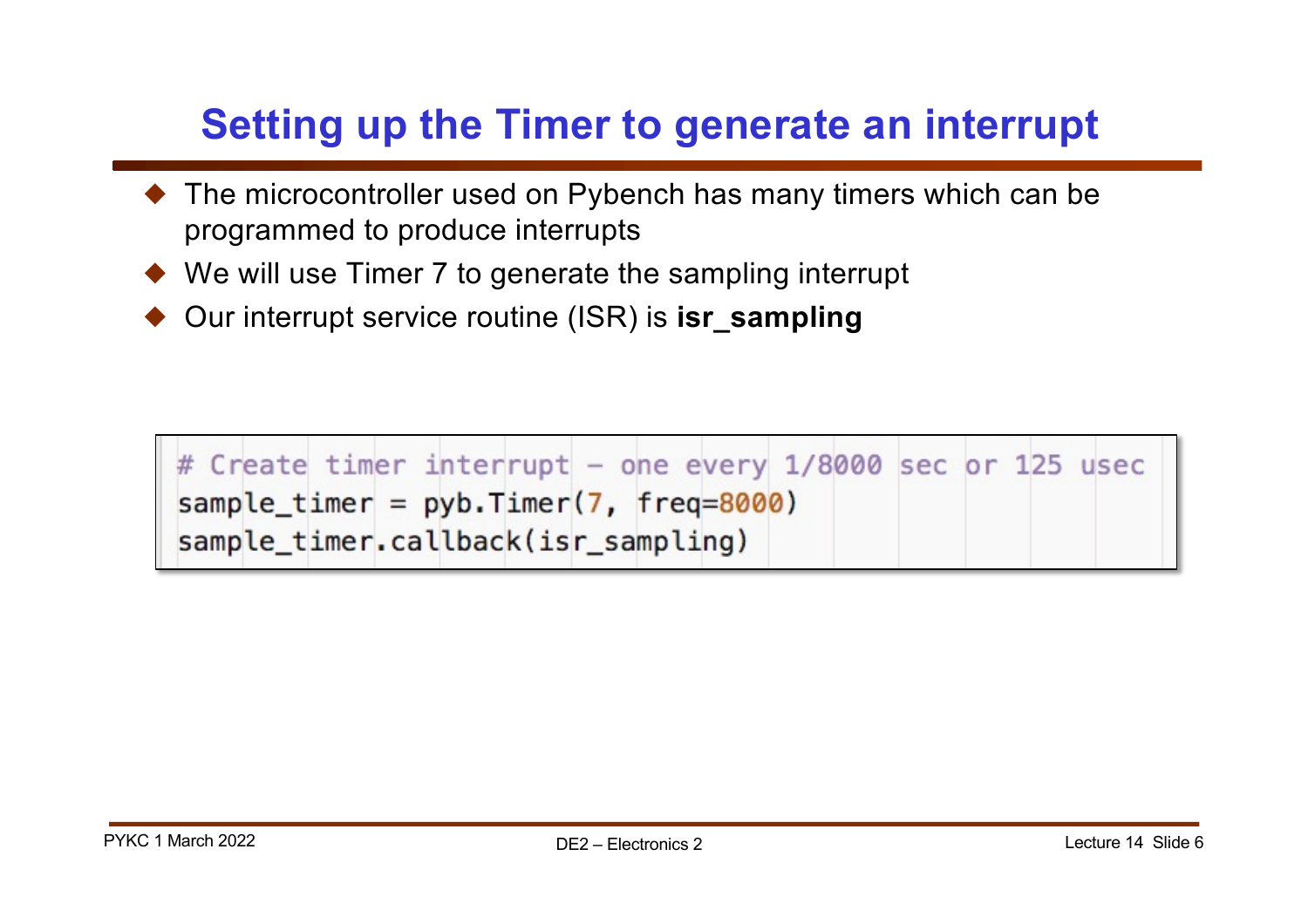# Setting up the Timer to generate an interrupt

- The microcontroller used on Pybench has many timers which can be programmed to produce interrupts
- We will use Timer 7 to generate the sampling interrupt
- Our interrupt service routine (ISR) is **isr_sampling**

```
# Create timer interrupt - one every 1/8000 sec or 125 usec
sample_timer = pyb.Timer(7, freq=8000)
sample_timer.callback(isr_sampling)
```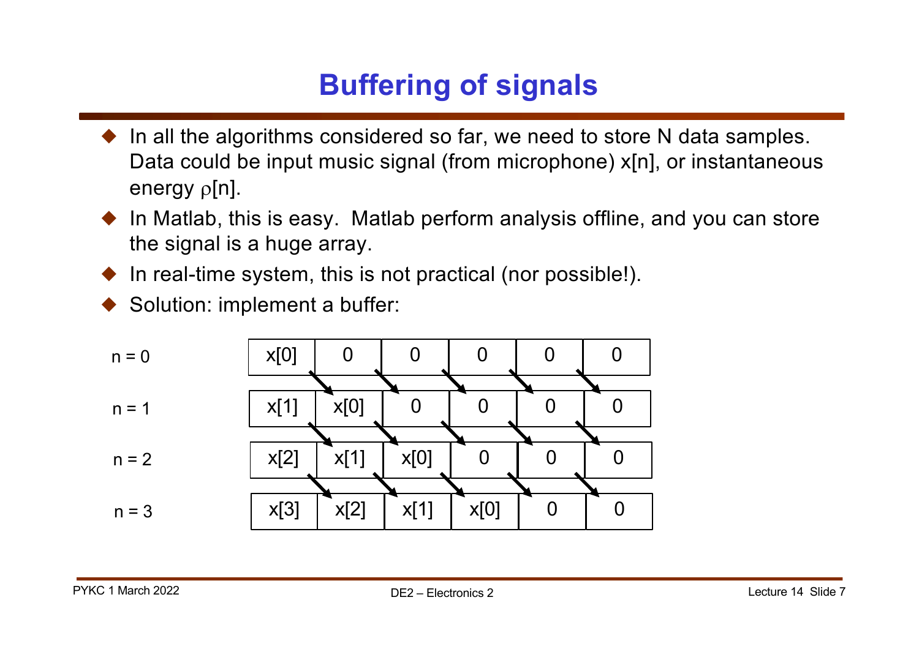# Buffering of signals

- In all the algorithms considered so far, we need to store N data samples. Data could be input music signal (from microphone) $x[n]$, or instantaneous energy $\rho[n]$.
- In Matlab, this is easy. Matlab perform analysis offline, and you can store the signal is a huge array.
- In real-time system, this is not practical (nor possible!).
- Solution: implement a buffer:

| | | | | | | |
|---|---|---|---|---|---|---|
| n = 0 | x[0] | 0 | 0 | 0 | 0 | 0 |
| n = 1 | x[1] | x[0] | 0 | 0 | 0 | 0 |
| n = 2 | x[2] | x[1] | x[0] | 0 | 0 | 0 |
| n = 3 | x[3] | x[2] | x[1] | x[0] | 0 | 0 |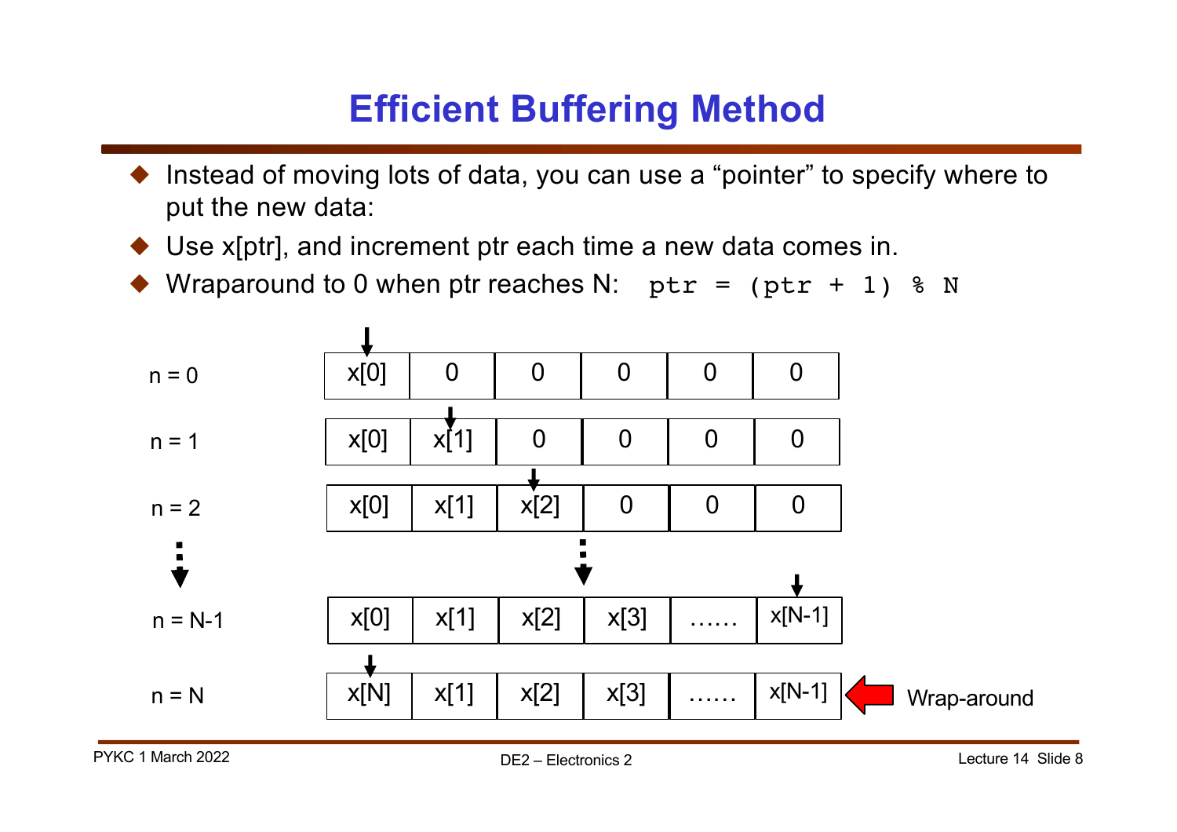# Efficient Buffering Method

- Instead of moving lots of data, you can use a "pointer" to specify where to put the new data:
- Use x[ptr], and increment ptr each time a new data comes in.
- Wraparound to 0 when ptr reaches N: `ptr = (ptr + 1) % N`

| | | | | | | |
|---|---|---|---|---|---|---|
| n = 0 | x[0] | 0 | 0 | 0 | 0 | 0 |
| n = 1 | x[0] | x[1] | 0 | 0 | 0 | 0 |
| n = 2 | x[0] | x[1] | x[2] | 0 | 0 | 0 |
| ⋮ | | | ⋮ | | | |
| n = N-1 | x[0] | x[1] | x[2] | x[3] | …… | x[N-1] |
| n = N | x[N] | x[1] | x[2] | x[3] | …… | x[N-1] |

Wrap-around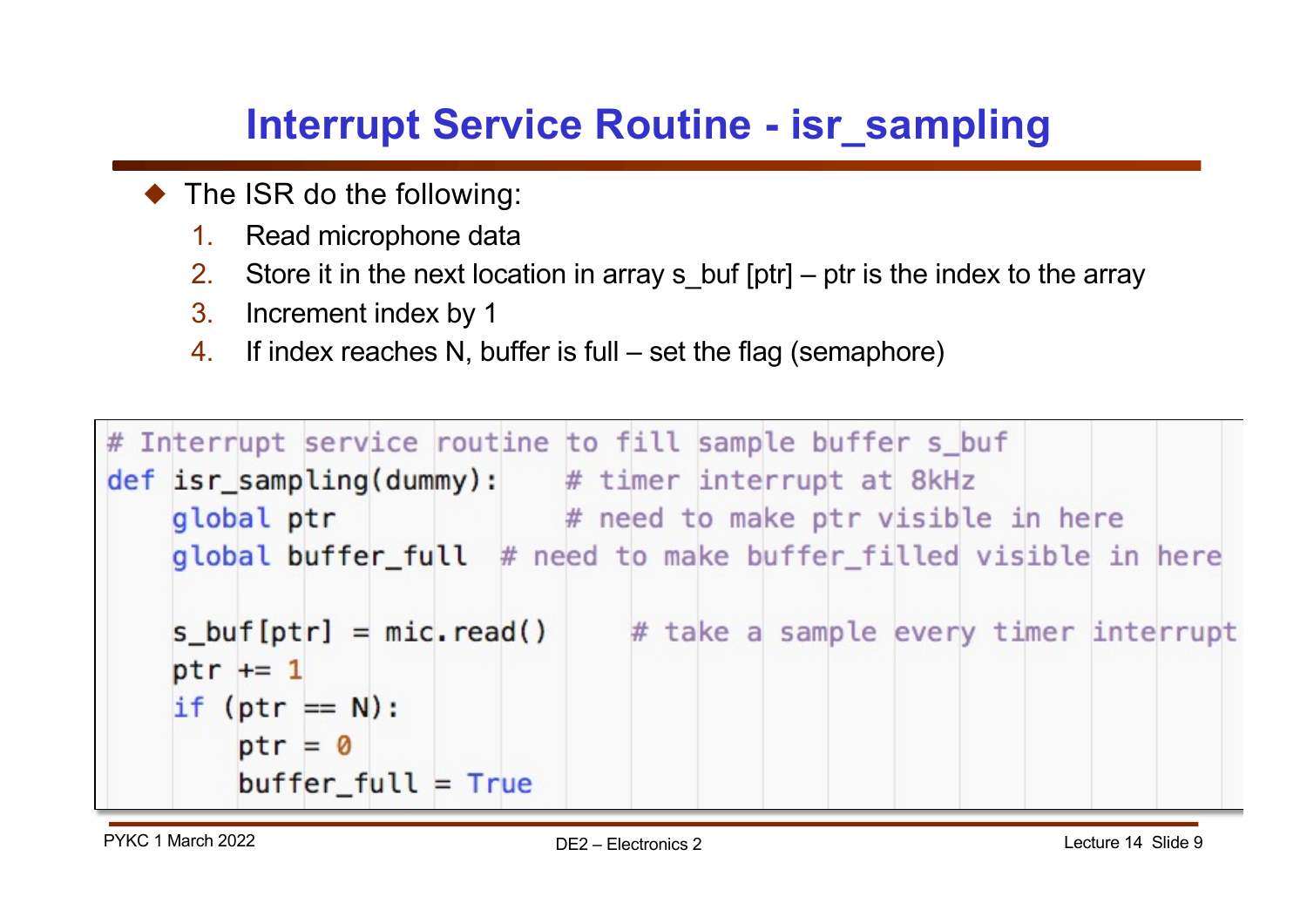# Interrupt Service Routine - isr_sampling

- The ISR do the following:
  1. Read microphone data
  2. Store it in the next location in array s_buf [ptr] – ptr is the index to the array
  3. Increment index by 1
  4. If index reaches N, buffer is full – set the flag (semaphore)

```
# Interrupt service routine to fill sample buffer s_buf
def isr_sampling(dummy):     # timer interrupt at 8kHz
    global ptr               # need to make ptr visible in here
    global buffer_full  # need to make buffer_filled visible in here

    s_buf[ptr] = mic.read()     # take a sample every timer interrupt
    ptr += 1
    if (ptr == N):
        ptr = 0
        buffer_full = True
```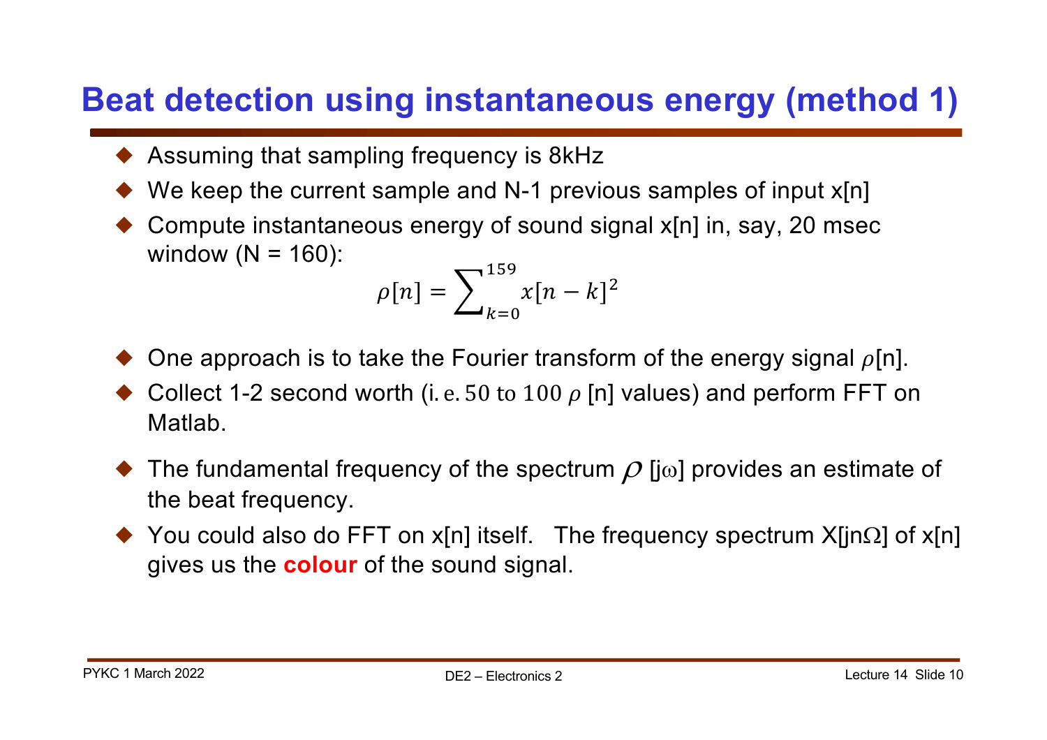# Beat detection using instantaneous energy (method 1)

- Assuming that sampling frequency is 8kHz
- We keep the current sample and N-1 previous samples of input x[n]
- Compute instantaneous energy of sound signal x[n] in, say, 20 msec window (N = 160):

$$\rho[n] = \sum_{k=0}^{159} x[n-k]^2$$

- One approach is to take the Fourier transform of the energy signal $\rho$[n].
- Collect 1-2 second worth (i.e. 50 to 100 $\rho$ [n] values) and perform FFT on Matlab.
- The fundamental frequency of the spectrum $\rho$ [j$\omega$] provides an estimate of the beat frequency.
- You could also do FFT on x[n] itself. The frequency spectrum X[jn$\Omega$] of x[n] gives us the **colour** of the sound signal.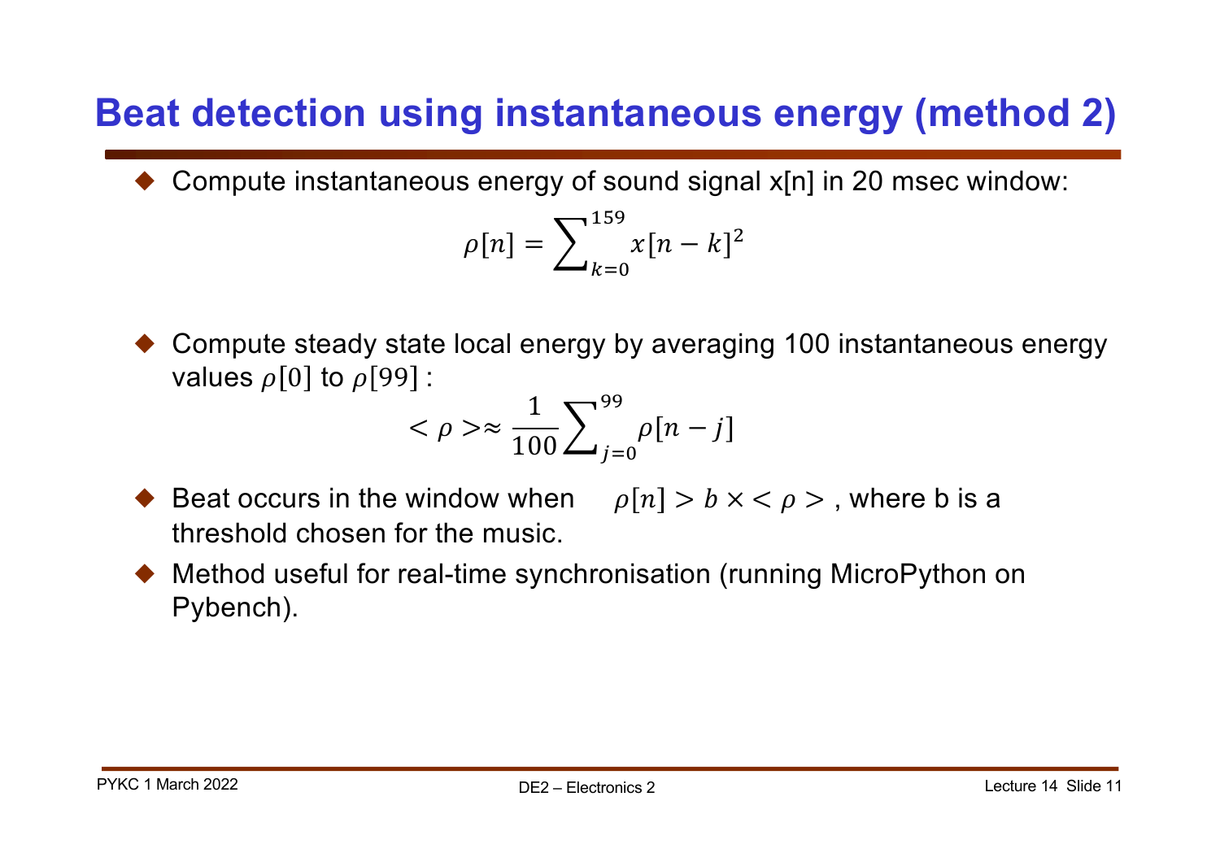# Beat detection using instantaneous energy (method 2)

- Compute instantaneous energy of sound signal x[n] in 20 msec window:

$$\rho[n] = \sum_{k=0}^{159} x[n-k]^2$$

- Compute steady state local energy by averaging 100 instantaneous energy values $\rho[0]$ to $\rho[99]$ :

$$< \rho > \approx \frac{1}{100} \sum_{j=0}^{99} \rho[n-j]$$

- Beat occurs in the window when $\rho[n] > b \times < \rho >$ , where b is a threshold chosen for the music.
- Method useful for real-time synchronisation (running MicroPython on Pybench).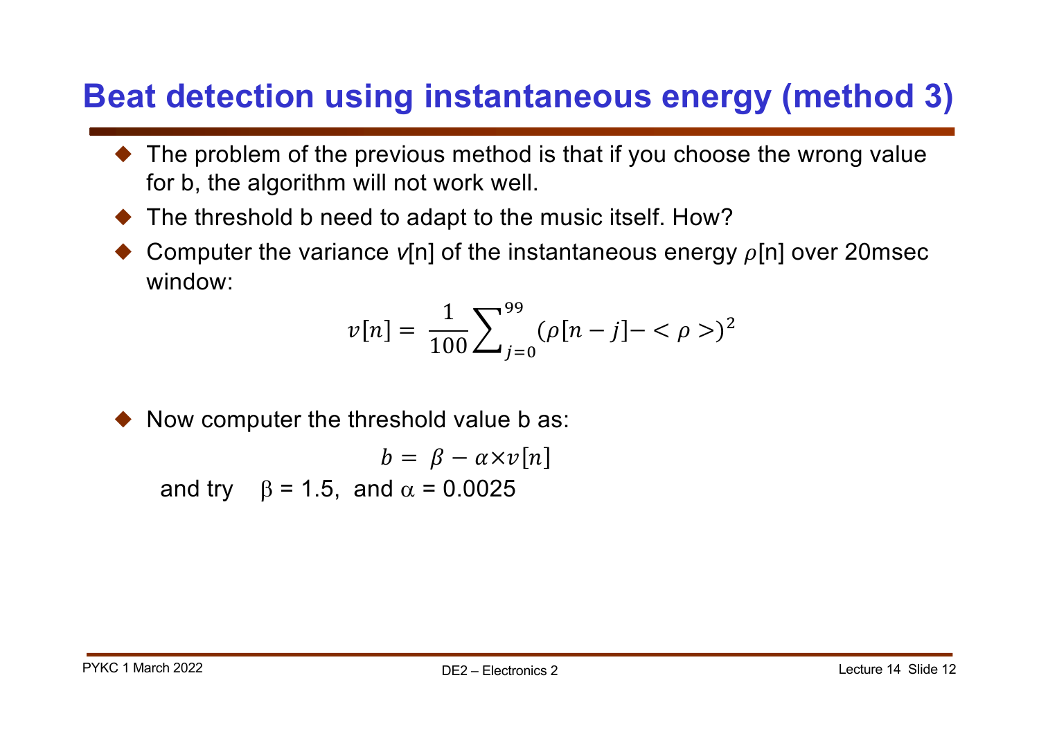# Beat detection using instantaneous energy (method 3)

- The problem of the previous method is that if you choose the wrong value for b, the algorithm will not work well.
- The threshold b need to adapt to the music itself. How?
- Computer the variance $v$[n] of the instantaneous energy $\rho$[n] over 20msec window:

$$v[n] = \frac{1}{100}\sum_{j=0}^{99}(\rho[n-j] - <\rho>)^2$$

- Now computer the threshold value b as:

$$b = \beta - \alpha \times v[n]$$

and try $\beta = 1.5$, and $\alpha = 0.0025$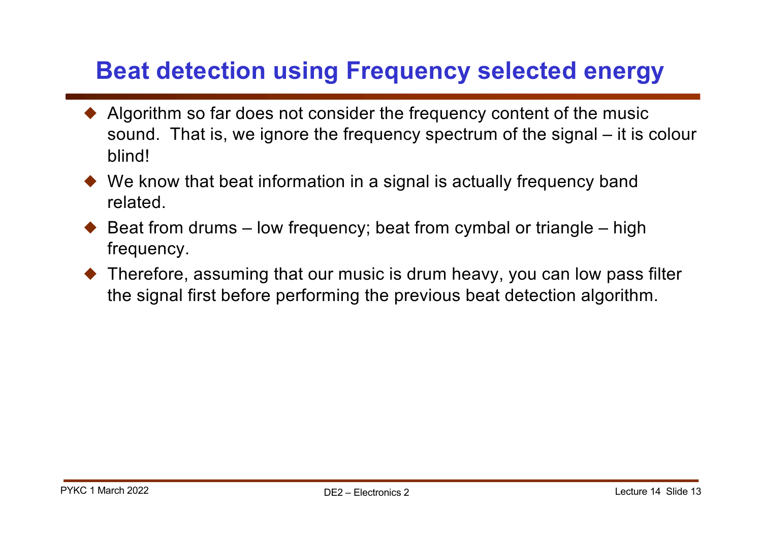# Beat detection using Frequency selected energy

- Algorithm so far does not consider the frequency content of the music sound. That is, we ignore the frequency spectrum of the signal – it is colour blind!
- We know that beat information in a signal is actually frequency band related.
- Beat from drums – low frequency; beat from cymbal or triangle – high frequency.
- Therefore, assuming that our music is drum heavy, you can low pass filter the signal first before performing the previous beat detection algorithm.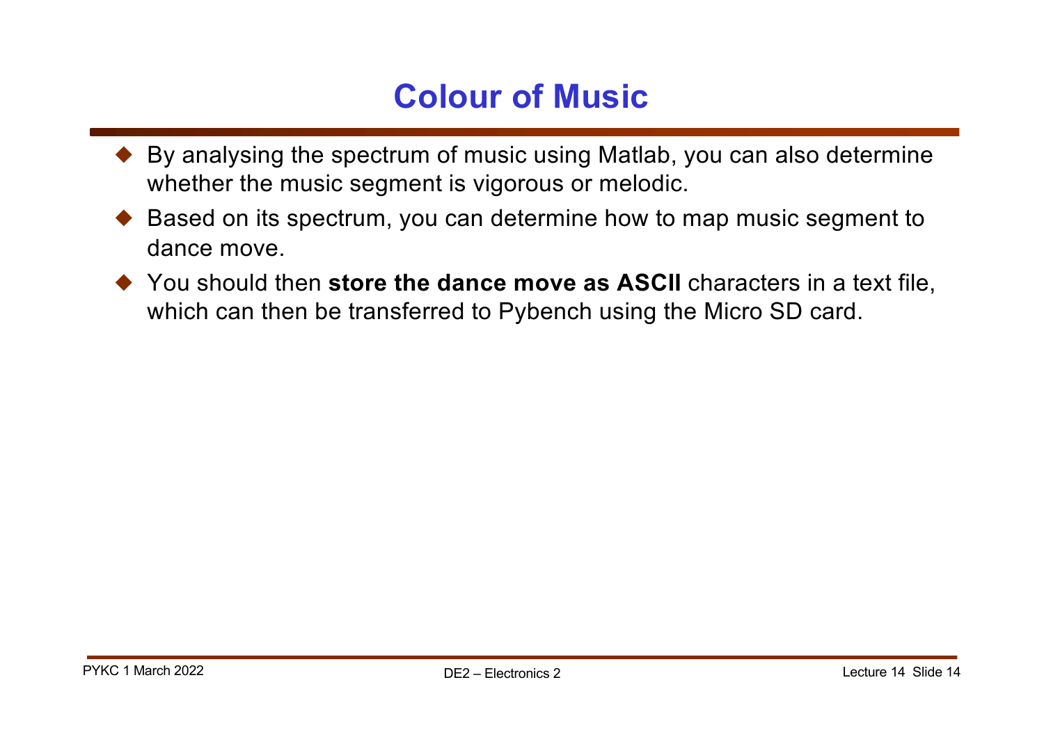# Colour of Music

- By analysing the spectrum of music using Matlab, you can also determine whether the music segment is vigorous or melodic.
- Based on its spectrum, you can determine how to map music segment to dance move.
- You should then **store the dance move as ASCII** characters in a text file, which can then be transferred to Pybench using the Micro SD card.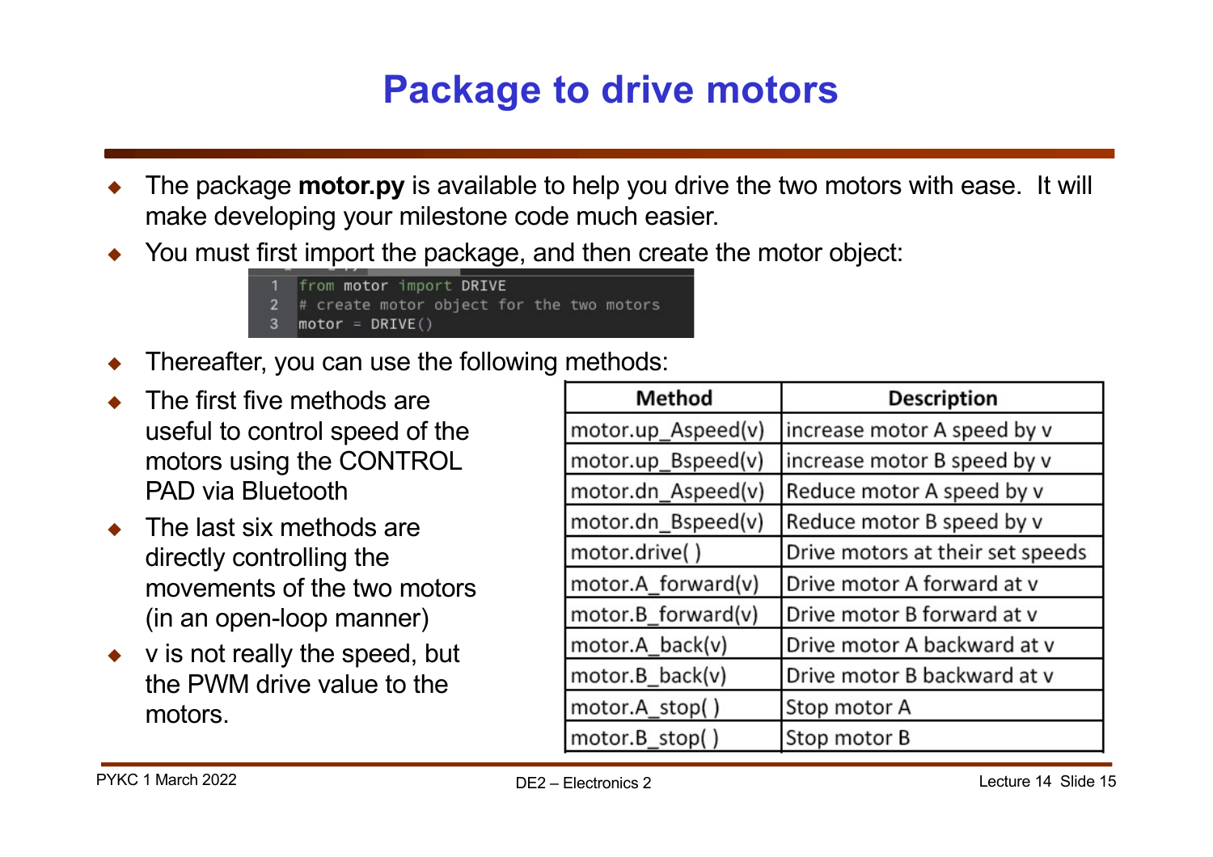# Package to drive motors

- The package **motor.py** is available to help you drive the two motors with ease. It will make developing your milestone code much easier.
- You must first import the package, and then create the motor object:

```
from motor import DRIVE
# create motor object for the two motors
motor = DRIVE()
```

- Thereafter, you can use the following methods:
- The first five methods are useful to control speed of the motors using the CONTROL PAD via Bluetooth
- The last six methods are directly controlling the movements of the two motors (in an open-loop manner)
- v is not really the speed, but the PWM drive value to the motors.

| Method | Description |
| --- | --- |
| motor.up_Aspeed(v) | increase motor A speed by v |
| motor.up_Bspeed(v) | increase motor B speed by v |
| motor.dn_Aspeed(v) | Reduce motor A speed by v |
| motor.dn_Bspeed(v) | Reduce motor B speed by v |
| motor.drive( ) | Drive motors at their set speeds |
| motor.A_forward(v) | Drive motor A forward at v |
| motor.B_forward(v) | Drive motor B forward at v |
| motor.A_back(v) | Drive motor A backward at v |
| motor.B_back(v) | Drive motor B backward at v |
| motor.A_stop( ) | Stop motor A |
| motor.B_stop( ) | Stop motor B |